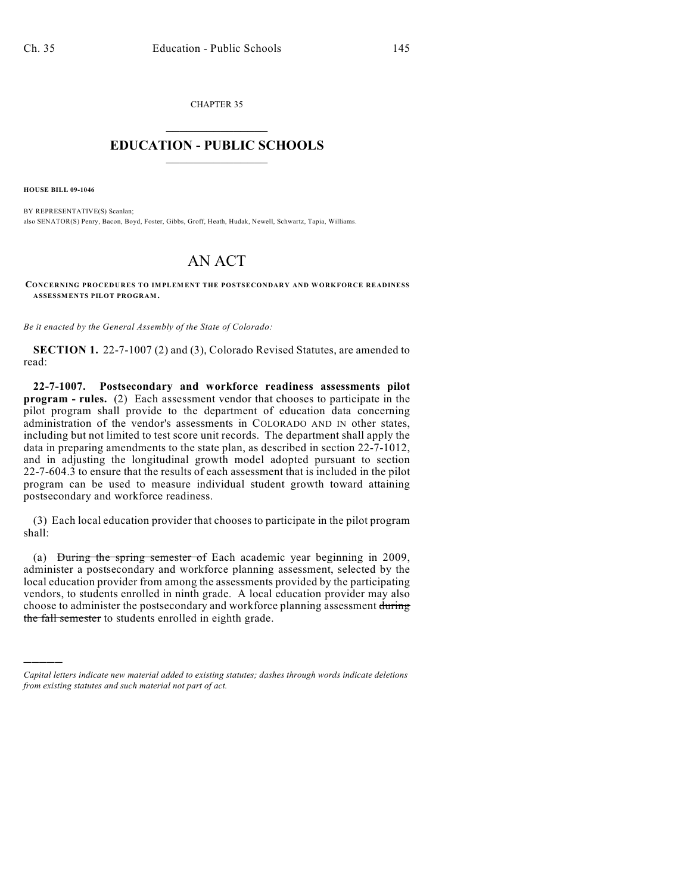CHAPTER 35

# EDUCATION - PUBLIC SCHOOLS

**HOUSE BILL 09-1046**

BY REPRESENTATIVE(S) Scanlan;
also SENATOR(S) Penry, Bacon, Boyd, Foster, Gibbs, Groff, Heath, Hudak, Newell, Schwartz, Tapia, Williams.

# AN ACT

**CONCERNING PROCEDURES TO IMPLEMENT THE POSTSECONDARY AND WORKFORCE READINESS ASSESSMENTS PILOT PROGRAM.**

*Be it enacted by the General Assembly of the State of Colorado:*

**SECTION 1.** 22-7-1007 (2) and (3), Colorado Revised Statutes, are amended to read:

**22-7-1007. Postsecondary and workforce readiness assessments pilot program - rules.** (2) Each assessment vendor that chooses to participate in the pilot program shall provide to the department of education data concerning administration of the vendor's assessments in COLORADO AND IN other states, including but not limited to test score unit records. The department shall apply the data in preparing amendments to the state plan, as described in section 22-7-1012, and in adjusting the longitudinal growth model adopted pursuant to section 22-7-604.3 to ensure that the results of each assessment that is included in the pilot program can be used to measure individual student growth toward attaining postsecondary and workforce readiness.

(3) Each local education provider that chooses to participate in the pilot program shall:

(a) ~~During the spring semester of~~ Each academic year beginning in 2009, administer a postsecondary and workforce planning assessment, selected by the local education provider from among the assessments provided by the participating vendors, to students enrolled in ninth grade. A local education provider may also choose to administer the postsecondary and workforce planning assessment ~~during the fall semester~~ to students enrolled in eighth grade.

---

*Capital letters indicate new material added to existing statutes; dashes through words indicate deletions from existing statutes and such material not part of act.*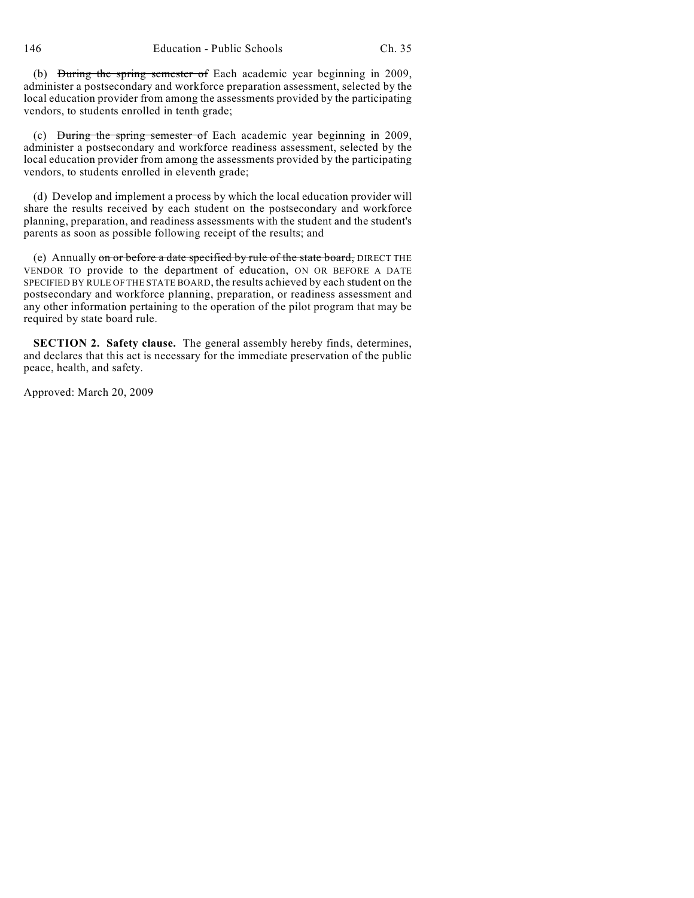(b) ~~During the spring semester of~~ Each academic year beginning in 2009, administer a postsecondary and workforce preparation assessment, selected by the local education provider from among the assessments provided by the participating vendors, to students enrolled in tenth grade;

(c) ~~During the spring semester of~~ Each academic year beginning in 2009, administer a postsecondary and workforce readiness assessment, selected by the local education provider from among the assessments provided by the participating vendors, to students enrolled in eleventh grade;

(d) Develop and implement a process by which the local education provider will share the results received by each student on the postsecondary and workforce planning, preparation, and readiness assessments with the student and the student's parents as soon as possible following receipt of the results; and

(e) Annually ~~on or before a date specified by rule of the state board,~~ DIRECT THE VENDOR TO provide to the department of education, ON OR BEFORE A DATE SPECIFIED BY RULE OF THE STATE BOARD, the results achieved by each student on the postsecondary and workforce planning, preparation, or readiness assessment and any other information pertaining to the operation of the pilot program that may be required by state board rule.

**SECTION 2. Safety clause.** The general assembly hereby finds, determines, and declares that this act is necessary for the immediate preservation of the public peace, health, and safety.

Approved: March 20, 2009